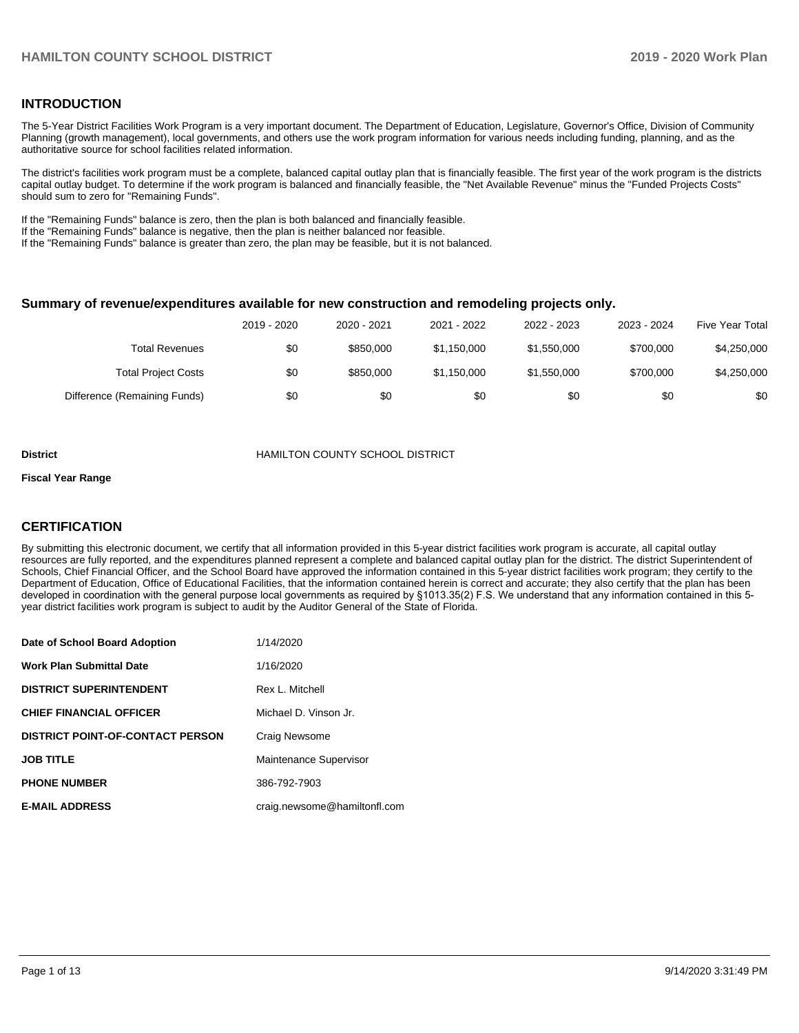## INTRODUCTION

The 5-Year District Facilities Work Program is a very important document. The Department of Education, Legislature, Governor's Office, Division of Community Planning (growth management), local governments, and others use the work program information for various needs including funding, planning, and as the authoritative source for school facilities related information.

The district's facilities work program must be a complete, balanced capital outlay plan that is financially feasible. The first year of the work program is the districts capital outlay budget. To determine if the work program is balanced and financially feasible, the "Net Available Revenue" minus the "Funded Projects Costs" should sum to zero for "Remaining Funds".

If the "Remaining Funds" balance is zero, then the plan is both balanced and financially feasible.
If the "Remaining Funds" balance is negative, then the plan is neither balanced nor feasible.
If the "Remaining Funds" balance is greater than zero, the plan may be feasible, but it is not balanced.

### Summary of revenue/expenditures available for new construction and remodeling projects only.

| | 2019 - 2020 | 2020 - 2021 | 2021 - 2022 | 2022 - 2023 | 2023 - 2024 | Five Year Total |
|---|---|---|---|---|---|---|
| Total Revenues | $0 | $850,000 | $1,150,000 | $1,550,000 | $700,000 | $4,250,000 |
| Total Project Costs | $0 | $850,000 | $1,150,000 | $1,550,000 | $700,000 | $4,250,000 |
| Difference (Remaining Funds) | $0 | $0 | $0 | $0 | $0 | $0 |

**District** HAMILTON COUNTY SCHOOL DISTRICT

**Fiscal Year Range**

## CERTIFICATION

By submitting this electronic document, we certify that all information provided in this 5-year district facilities work program is accurate, all capital outlay resources are fully reported, and the expenditures planned represent a complete and balanced capital outlay plan for the district. The district Superintendent of Schools, Chief Financial Officer, and the School Board have approved the information contained in this 5-year district facilities work program; they certify to the Department of Education, Office of Educational Facilities, that the information contained herein is correct and accurate; they also certify that the plan has been developed in coordination with the general purpose local governments as required by §1013.35(2) F.S. We understand that any information contained in this 5-year district facilities work program is subject to audit by the Auditor General of the State of Florida.

| | |
|---|---|
| **Date of School Board Adoption** | 1/14/2020 |
| **Work Plan Submittal Date** | 1/16/2020 |
| **DISTRICT SUPERINTENDENT** | Rex L. Mitchell |
| **CHIEF FINANCIAL OFFICER** | Michael D. Vinson Jr. |
| **DISTRICT POINT-OF-CONTACT PERSON** | Craig Newsome |
| **JOB TITLE** | Maintenance Supervisor |
| **PHONE NUMBER** | 386-792-7903 |
| **E-MAIL ADDRESS** | craig.newsome@hamiltonfl.com |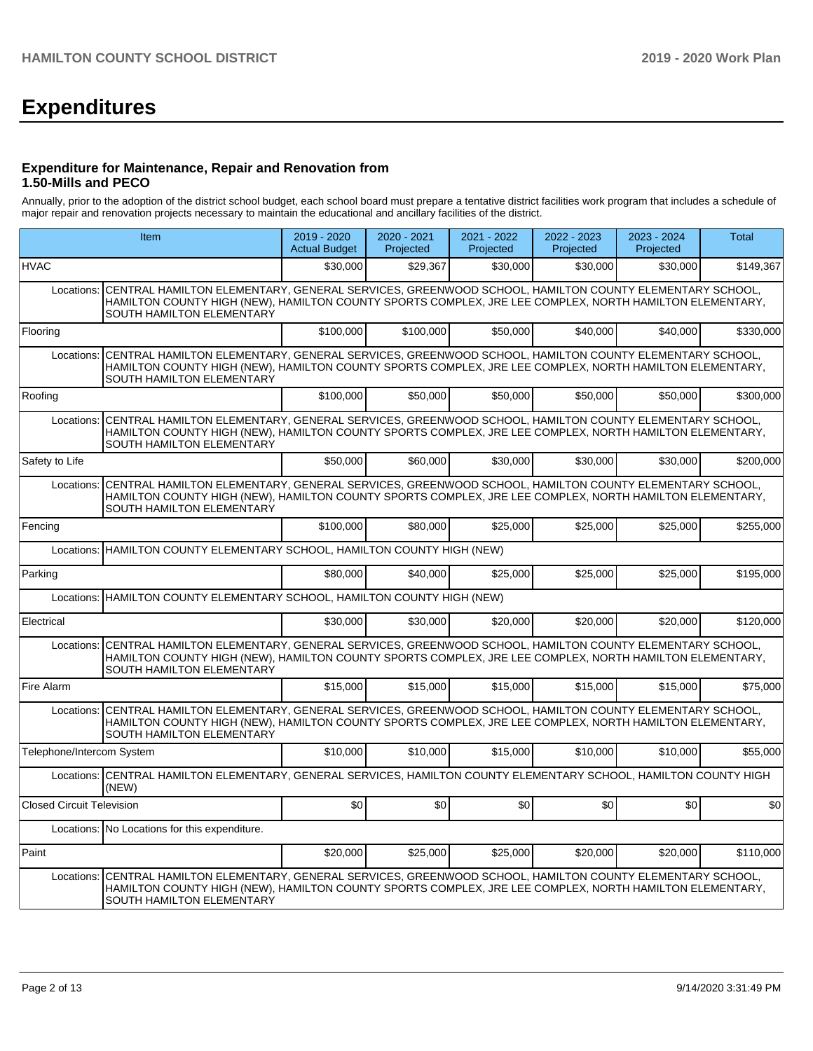# Expenditures

### Expenditure for Maintenance, Repair and Renovation from 1.50-Mills and PECO

Annually, prior to the adoption of the district school budget, each school board must prepare a tentative district facilities work program that includes a schedule of major repair and renovation projects necessary to maintain the educational and ancillary facilities of the district.

| Item | 2019 - 2020 Actual Budget | 2020 - 2021 Projected | 2021 - 2022 Projected | 2022 - 2023 Projected | 2023 - 2024 Projected | Total |
|---|---|---|---|---|---|---|
| HVAC | $30,000 | $29,367 | $30,000 | $30,000 | $30,000 | $149,367 |
| Locations: CENTRAL HAMILTON ELEMENTARY, GENERAL SERVICES, GREENWOOD SCHOOL, HAMILTON COUNTY ELEMENTARY SCHOOL, HAMILTON COUNTY HIGH (NEW), HAMILTON COUNTY SPORTS COMPLEX, JRE LEE COMPLEX, NORTH HAMILTON ELEMENTARY, SOUTH HAMILTON ELEMENTARY | | | | | | |
| Flooring | $100,000 | $100,000 | $50,000 | $40,000 | $40,000 | $330,000 |
| Locations: CENTRAL HAMILTON ELEMENTARY, GENERAL SERVICES, GREENWOOD SCHOOL, HAMILTON COUNTY ELEMENTARY SCHOOL, HAMILTON COUNTY HIGH (NEW), HAMILTON COUNTY SPORTS COMPLEX, JRE LEE COMPLEX, NORTH HAMILTON ELEMENTARY, SOUTH HAMILTON ELEMENTARY | | | | | | |
| Roofing | $100,000 | $50,000 | $50,000 | $50,000 | $50,000 | $300,000 |
| Locations: CENTRAL HAMILTON ELEMENTARY, GENERAL SERVICES, GREENWOOD SCHOOL, HAMILTON COUNTY ELEMENTARY SCHOOL, HAMILTON COUNTY HIGH (NEW), HAMILTON COUNTY SPORTS COMPLEX, JRE LEE COMPLEX, NORTH HAMILTON ELEMENTARY, SOUTH HAMILTON ELEMENTARY | | | | | | |
| Safety to Life | $50,000 | $60,000 | $30,000 | $30,000 | $30,000 | $200,000 |
| Locations: CENTRAL HAMILTON ELEMENTARY, GENERAL SERVICES, GREENWOOD SCHOOL, HAMILTON COUNTY ELEMENTARY SCHOOL, HAMILTON COUNTY HIGH (NEW), HAMILTON COUNTY SPORTS COMPLEX, JRE LEE COMPLEX, NORTH HAMILTON ELEMENTARY, SOUTH HAMILTON ELEMENTARY | | | | | | |
| Fencing | $100,000 | $80,000 | $25,000 | $25,000 | $25,000 | $255,000 |
| Locations: HAMILTON COUNTY ELEMENTARY SCHOOL, HAMILTON COUNTY HIGH (NEW) | | | | | | |
| Parking | $80,000 | $40,000 | $25,000 | $25,000 | $25,000 | $195,000 |
| Locations: HAMILTON COUNTY ELEMENTARY SCHOOL, HAMILTON COUNTY HIGH (NEW) | | | | | | |
| Electrical | $30,000 | $30,000 | $20,000 | $20,000 | $20,000 | $120,000 |
| Locations: CENTRAL HAMILTON ELEMENTARY, GENERAL SERVICES, GREENWOOD SCHOOL, HAMILTON COUNTY ELEMENTARY SCHOOL, HAMILTON COUNTY HIGH (NEW), HAMILTON COUNTY SPORTS COMPLEX, JRE LEE COMPLEX, NORTH HAMILTON ELEMENTARY, SOUTH HAMILTON ELEMENTARY | | | | | | |
| Fire Alarm | $15,000 | $15,000 | $15,000 | $15,000 | $15,000 | $75,000 |
| Locations: CENTRAL HAMILTON ELEMENTARY, GENERAL SERVICES, GREENWOOD SCHOOL, HAMILTON COUNTY ELEMENTARY SCHOOL, HAMILTON COUNTY HIGH (NEW), HAMILTON COUNTY SPORTS COMPLEX, JRE LEE COMPLEX, NORTH HAMILTON ELEMENTARY, SOUTH HAMILTON ELEMENTARY | | | | | | |
| Telephone/Intercom System | $10,000 | $10,000 | $15,000 | $10,000 | $10,000 | $55,000 |
| Locations: CENTRAL HAMILTON ELEMENTARY, GENERAL SERVICES, HAMILTON COUNTY ELEMENTARY SCHOOL, HAMILTON COUNTY HIGH (NEW) | | | | | | |
| Closed Circuit Television | $0 | $0 | $0 | $0 | $0 | $0 |
| Locations: No Locations for this expenditure. | | | | | | |
| Paint | $20,000 | $25,000 | $25,000 | $20,000 | $20,000 | $110,000 |
| Locations: CENTRAL HAMILTON ELEMENTARY, GENERAL SERVICES, GREENWOOD SCHOOL, HAMILTON COUNTY ELEMENTARY SCHOOL, HAMILTON COUNTY HIGH (NEW), HAMILTON COUNTY SPORTS COMPLEX, JRE LEE COMPLEX, NORTH HAMILTON ELEMENTARY, SOUTH HAMILTON ELEMENTARY | | | | | | |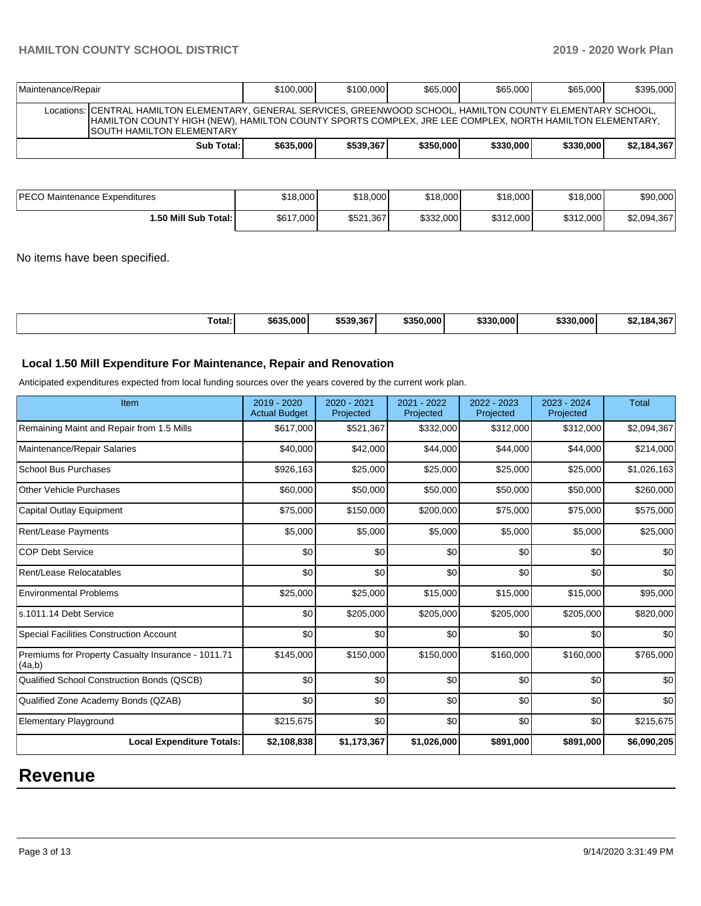| Maintenance/Repair | | $100,000 | $100,000 | $65,000 | $65,000 | $65,000 | $395,000 |
|---|---|---|---|---|---|---|---|
| Locations: | CENTRAL HAMILTON ELEMENTARY, GENERAL SERVICES, GREENWOOD SCHOOL, HAMILTON COUNTY ELEMENTARY SCHOOL, HAMILTON COUNTY HIGH (NEW), HAMILTON COUNTY SPORTS COMPLEX, JRE LEE COMPLEX, NORTH HAMILTON ELEMENTARY, SOUTH HAMILTON ELEMENTARY | | | | | | |
| | **Sub Total:** | **$635,000** | **$539,367** | **$350,000** | **$330,000** | **$330,000** | **$2,184,367** |

| | | | | | | |
|---|---|---|---|---|---|---|
| PECO Maintenance Expenditures | $18,000 | $18,000 | $18,000 | $18,000 | $18,000 | $90,000 |
| **1.50 Mill Sub Total:** | $617,000 | $521,367 | $332,000 | $312,000 | $312,000 | $2,094,367 |

No items have been specified.

| | | | | | | |
|---|---|---|---|---|---|---|
| **Total:** | **$635,000** | **$539,367** | **$350,000** | **$330,000** | **$330,000** | **$2,184,367** |

### Local 1.50 Mill Expenditure For Maintenance, Repair and Renovation

Anticipated expenditures expected from local funding sources over the years covered by the current work plan.

| Item | 2019 - 2020 Actual Budget | 2020 - 2021 Projected | 2021 - 2022 Projected | 2022 - 2023 Projected | 2023 - 2024 Projected | Total |
|---|---|---|---|---|---|---|
| Remaining Maint and Repair from 1.5 Mills | $617,000 | $521,367 | $332,000 | $312,000 | $312,000 | $2,094,367 |
| Maintenance/Repair Salaries | $40,000 | $42,000 | $44,000 | $44,000 | $44,000 | $214,000 |
| School Bus Purchases | $926,163 | $25,000 | $25,000 | $25,000 | $25,000 | $1,026,163 |
| Other Vehicle Purchases | $60,000 | $50,000 | $50,000 | $50,000 | $50,000 | $260,000 |
| Capital Outlay Equipment | $75,000 | $150,000 | $200,000 | $75,000 | $75,000 | $575,000 |
| Rent/Lease Payments | $5,000 | $5,000 | $5,000 | $5,000 | $5,000 | $25,000 |
| COP Debt Service | $0 | $0 | $0 | $0 | $0 | $0 |
| Rent/Lease Relocatables | $0 | $0 | $0 | $0 | $0 | $0 |
| Environmental Problems | $25,000 | $25,000 | $15,000 | $15,000 | $15,000 | $95,000 |
| s.1011.14 Debt Service | $0 | $205,000 | $205,000 | $205,000 | $205,000 | $820,000 |
| Special Facilities Construction Account | $0 | $0 | $0 | $0 | $0 | $0 |
| Premiums for Property Casualty Insurance - 1011.71 (4a,b) | $145,000 | $150,000 | $150,000 | $160,000 | $160,000 | $765,000 |
| Qualified School Construction Bonds (QSCB) | $0 | $0 | $0 | $0 | $0 | $0 |
| Qualified Zone Academy Bonds (QZAB) | $0 | $0 | $0 | $0 | $0 | $0 |
| Elementary Playground | $215,675 | $0 | $0 | $0 | $0 | $215,675 |
| **Local Expenditure Totals:** | **$2,108,838** | **$1,173,367** | **$1,026,000** | **$891,000** | **$891,000** | **$6,090,205** |

# Revenue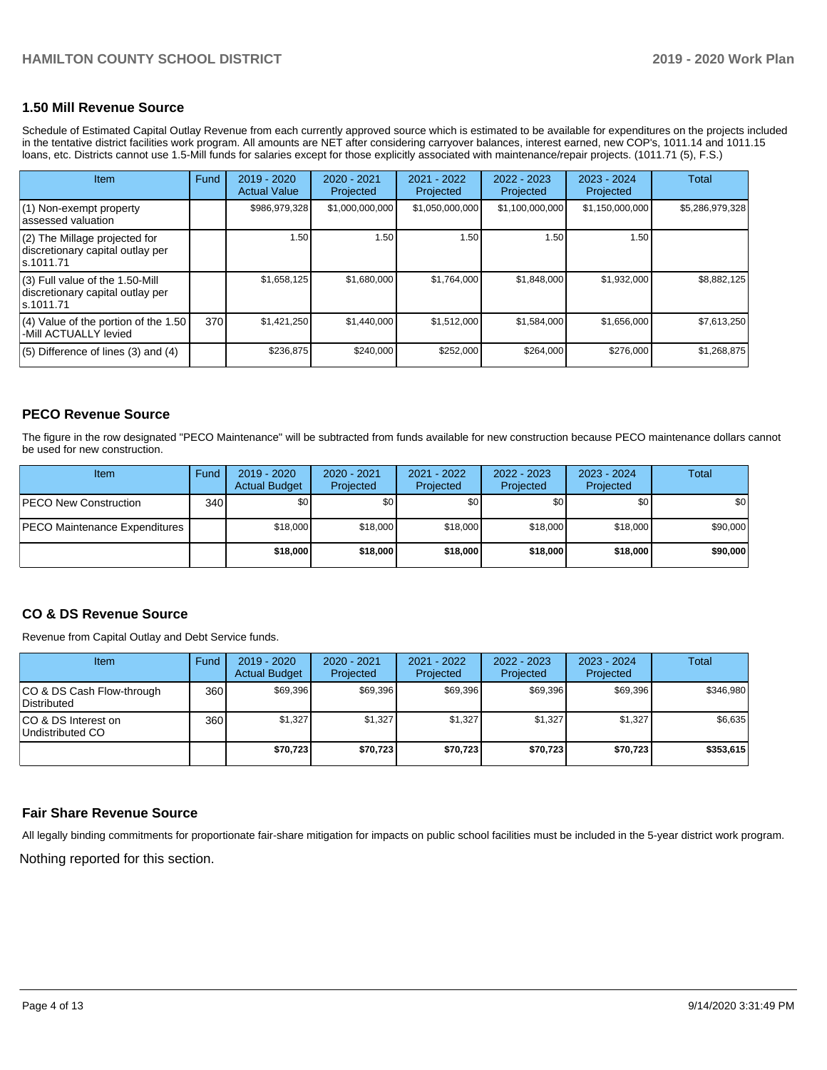## 1.50 Mill Revenue Source

Schedule of Estimated Capital Outlay Revenue from each currently approved source which is estimated to be available for expenditures on the projects included in the tentative district facilities work program. All amounts are NET after considering carryover balances, interest earned, new COP's, 1011.14 and 1011.15 loans, etc. Districts cannot use 1.5-Mill funds for salaries except for those explicitly associated with maintenance/repair projects. (1011.71 (5), F.S.)

| Item | Fund | 2019 - 2020 Actual Value | 2020 - 2021 Projected | 2021 - 2022 Projected | 2022 - 2023 Projected | 2023 - 2024 Projected | Total |
|---|---|---|---|---|---|---|---|
| (1) Non-exempt property assessed valuation | | $986,979,328 | $1,000,000,000 | $1,050,000,000 | $1,100,000,000 | $1,150,000,000 | $5,286,979,328 |
| (2) The Millage projected for discretionary capital outlay per s.1011.71 | | 1.50 | 1.50 | 1.50 | 1.50 | 1.50 | |
| (3) Full value of the 1.50-Mill discretionary capital outlay per s.1011.71 | | $1,658,125 | $1,680,000 | $1,764,000 | $1,848,000 | $1,932,000 | $8,882,125 |
| (4) Value of the portion of the 1.50 -Mill ACTUALLY levied | 370 | $1,421,250 | $1,440,000 | $1,512,000 | $1,584,000 | $1,656,000 | $7,613,250 |
| (5) Difference of lines (3) and (4) | | $236,875 | $240,000 | $252,000 | $264,000 | $276,000 | $1,268,875 |

## PECO Revenue Source

The figure in the row designated "PECO Maintenance" will be subtracted from funds available for new construction because PECO maintenance dollars cannot be used for new construction.

| Item | Fund | 2019 - 2020 Actual Budget | 2020 - 2021 Projected | 2021 - 2022 Projected | 2022 - 2023 Projected | 2023 - 2024 Projected | Total |
|---|---|---|---|---|---|---|---|
| PECO New Construction | 340 | $0 | $0 | $0 | $0 | $0 | $0 |
| PECO Maintenance Expenditures | | $18,000 | $18,000 | $18,000 | $18,000 | $18,000 | $90,000 |
| | | **$18,000** | **$18,000** | **$18,000** | **$18,000** | **$18,000** | **$90,000** |

## CO & DS Revenue Source

Revenue from Capital Outlay and Debt Service funds.

| Item | Fund | 2019 - 2020 Actual Budget | 2020 - 2021 Projected | 2021 - 2022 Projected | 2022 - 2023 Projected | 2023 - 2024 Projected | Total |
|---|---|---|---|---|---|---|---|
| CO & DS Cash Flow-through Distributed | 360 | $69,396 | $69,396 | $69,396 | $69,396 | $69,396 | $346,980 |
| CO & DS Interest on Undistributed CO | 360 | $1,327 | $1,327 | $1,327 | $1,327 | $1,327 | $6,635 |
| | | **$70,723** | **$70,723** | **$70,723** | **$70,723** | **$70,723** | **$353,615** |

## Fair Share Revenue Source

All legally binding commitments for proportionate fair-share mitigation for impacts on public school facilities must be included in the 5-year district work program.

Nothing reported for this section.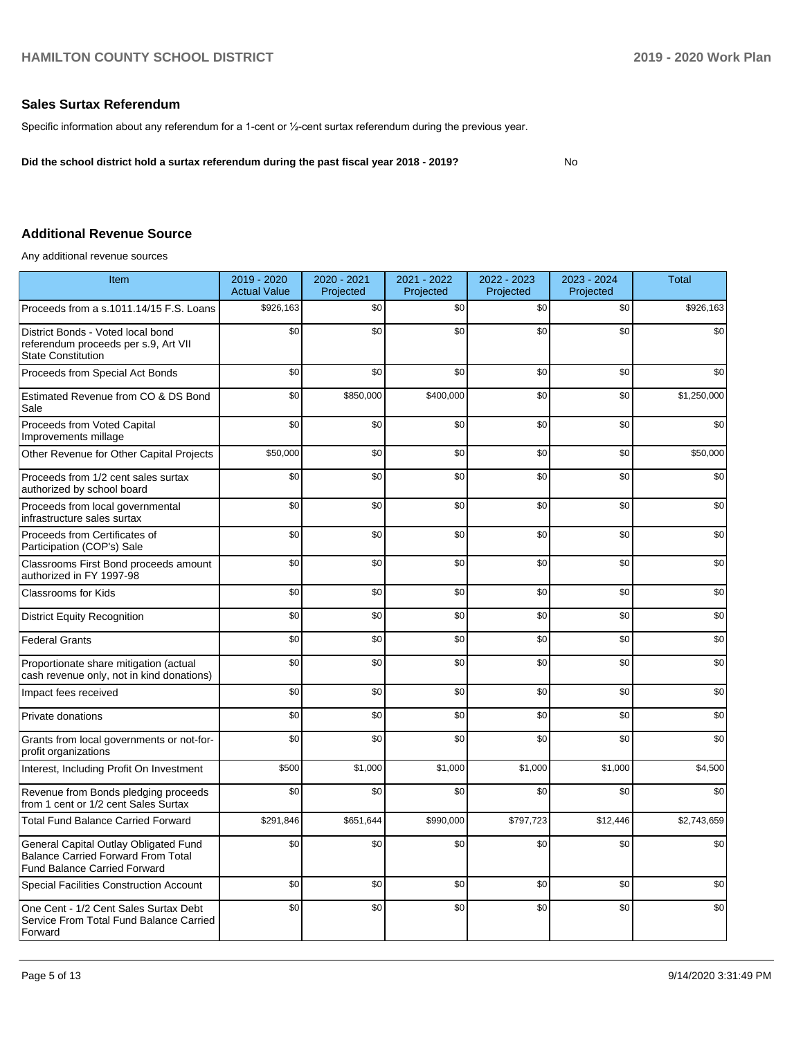## Sales Surtax Referendum

Specific information about any referendum for a 1-cent or ½-cent surtax referendum during the previous year.

**Did the school district hold a surtax referendum during the past fiscal year 2018 - 2019?** No

## Additional Revenue Source

Any additional revenue sources

| Item | 2019 - 2020 Actual Value | 2020 - 2021 Projected | 2021 - 2022 Projected | 2022 - 2023 Projected | 2023 - 2024 Projected | Total |
|---|---|---|---|---|---|---|
| Proceeds from a s.1011.14/15 F.S. Loans | $926,163 | $0 | $0 | $0 | $0 | $926,163 |
| District Bonds - Voted local bond referendum proceeds per s.9, Art VII State Constitution | $0 | $0 | $0 | $0 | $0 | $0 |
| Proceeds from Special Act Bonds | $0 | $0 | $0 | $0 | $0 | $0 |
| Estimated Revenue from CO & DS Bond Sale | $0 | $850,000 | $400,000 | $0 | $0 | $1,250,000 |
| Proceeds from Voted Capital Improvements millage | $0 | $0 | $0 | $0 | $0 | $0 |
| Other Revenue for Other Capital Projects | $50,000 | $0 | $0 | $0 | $0 | $50,000 |
| Proceeds from 1/2 cent sales surtax authorized by school board | $0 | $0 | $0 | $0 | $0 | $0 |
| Proceeds from local governmental infrastructure sales surtax | $0 | $0 | $0 | $0 | $0 | $0 |
| Proceeds from Certificates of Participation (COP's) Sale | $0 | $0 | $0 | $0 | $0 | $0 |
| Classrooms First Bond proceeds amount authorized in FY 1997-98 | $0 | $0 | $0 | $0 | $0 | $0 |
| Classrooms for Kids | $0 | $0 | $0 | $0 | $0 | $0 |
| District Equity Recognition | $0 | $0 | $0 | $0 | $0 | $0 |
| Federal Grants | $0 | $0 | $0 | $0 | $0 | $0 |
| Proportionate share mitigation (actual cash revenue only, not in kind donations) | $0 | $0 | $0 | $0 | $0 | $0 |
| Impact fees received | $0 | $0 | $0 | $0 | $0 | $0 |
| Private donations | $0 | $0 | $0 | $0 | $0 | $0 |
| Grants from local governments or not-for-profit organizations | $0 | $0 | $0 | $0 | $0 | $0 |
| Interest, Including Profit On Investment | $500 | $1,000 | $1,000 | $1,000 | $1,000 | $4,500 |
| Revenue from Bonds pledging proceeds from 1 cent or 1/2 cent Sales Surtax | $0 | $0 | $0 | $0 | $0 | $0 |
| Total Fund Balance Carried Forward | $291,846 | $651,644 | $990,000 | $797,723 | $12,446 | $2,743,659 |
| General Capital Outlay Obligated Fund Balance Carried Forward From Total Fund Balance Carried Forward | $0 | $0 | $0 | $0 | $0 | $0 |
| Special Facilities Construction Account | $0 | $0 | $0 | $0 | $0 | $0 |
| One Cent - 1/2 Cent Sales Surtax Debt Service From Total Fund Balance Carried Forward | $0 | $0 | $0 | $0 | $0 | $0 |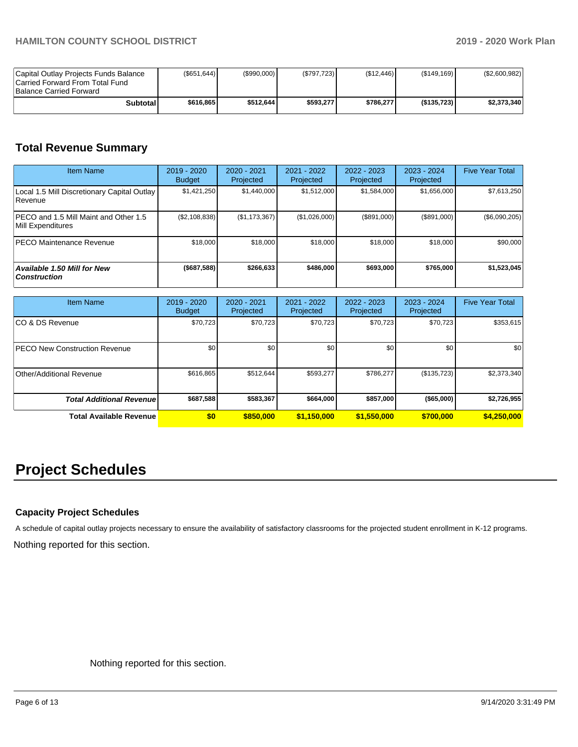| | | | | | | |
|---|---|---|---|---|---|---|
| Capital Outlay Projects Funds Balance Carried Forward From Total Fund Balance Carried Forward | ($651,644) | ($990,000) | ($797,723) | ($12,446) | ($149,169) | ($2,600,982) |
| **Subtotal** | **$616,865** | **$512,644** | **$593,277** | **$786,277** | **($135,723)** | **$2,373,340** |

## Total Revenue Summary

| Item Name | 2019 - 2020 Budget | 2020 - 2021 Projected | 2021 - 2022 Projected | 2022 - 2023 Projected | 2023 - 2024 Projected | Five Year Total |
|---|---|---|---|---|---|---|
| Local 1.5 Mill Discretionary Capital Outlay Revenue | $1,421,250 | $1,440,000 | $1,512,000 | $1,584,000 | $1,656,000 | $7,613,250 |
| PECO and 1.5 Mill Maint and Other 1.5 Mill Expenditures | ($2,108,838) | ($1,173,367) | ($1,026,000) | ($891,000) | ($891,000) | ($6,090,205) |
| PECO Maintenance Revenue | $18,000 | $18,000 | $18,000 | $18,000 | $18,000 | $90,000 |
| ***Available 1.50 Mill for New Construction*** | **($687,588)** | **$266,633** | **$486,000** | **$693,000** | **$765,000** | **$1,523,045** |

| Item Name | 2019 - 2020 Budget | 2020 - 2021 Projected | 2021 - 2022 Projected | 2022 - 2023 Projected | 2023 - 2024 Projected | Five Year Total |
|---|---|---|---|---|---|---|
| CO & DS Revenue | $70,723 | $70,723 | $70,723 | $70,723 | $70,723 | $353,615 |
| PECO New Construction Revenue | $0 | $0 | $0 | $0 | $0 | $0 |
| Other/Additional Revenue | $616,865 | $512,644 | $593,277 | $786,277 | ($135,723) | $2,373,340 |
| ***Total Additional Revenue*** | **$687,588** | **$583,367** | **$664,000** | **$857,000** | **($65,000)** | **$2,726,955** |
| **Total Available Revenue** | **$0** | **$850,000** | **$1,150,000** | **$1,550,000** | **$700,000** | **$4,250,000** |

# Project Schedules

### Capacity Project Schedules

A schedule of capital outlay projects necessary to ensure the availability of satisfactory classrooms for the projected student enrollment in K-12 programs.

Nothing reported for this section.

Nothing reported for this section.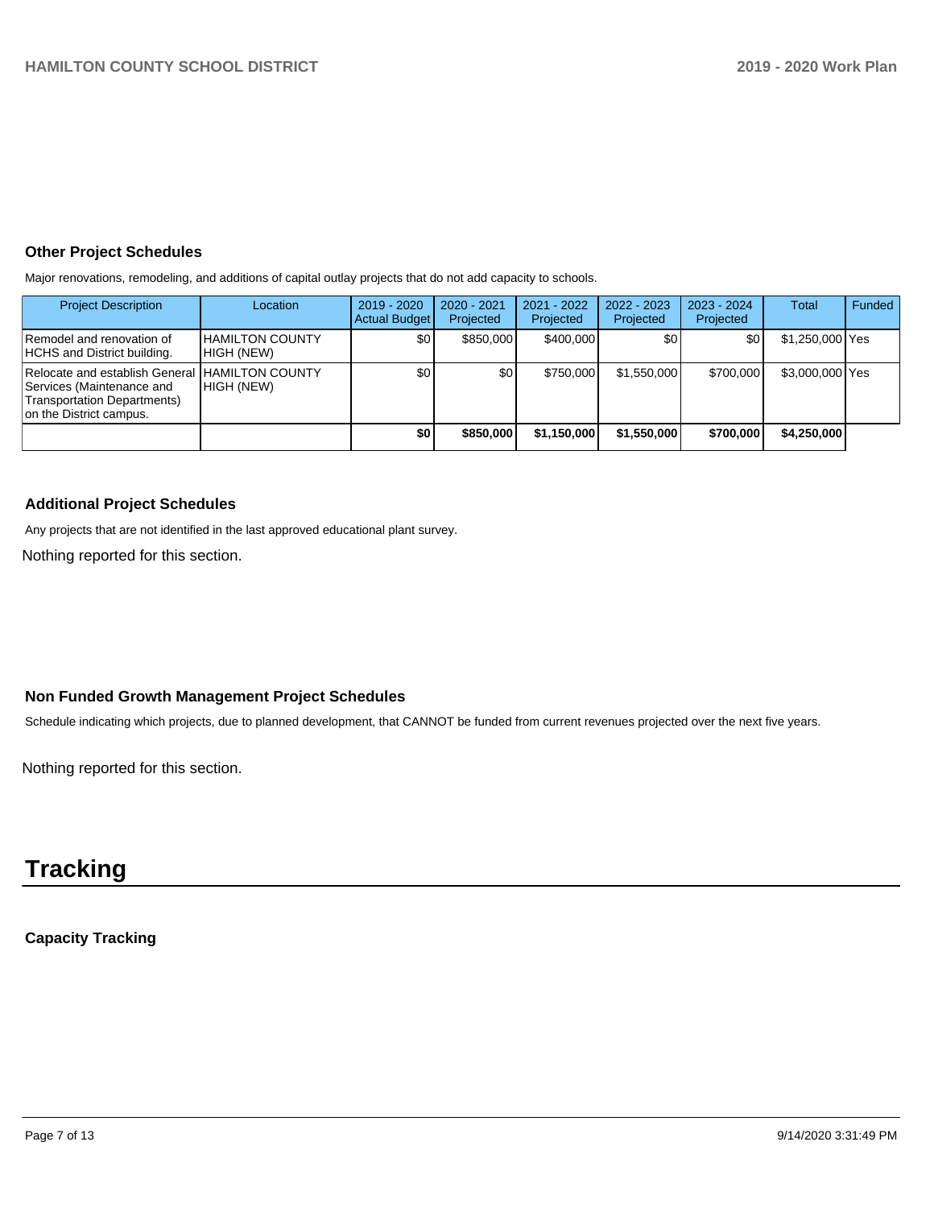### Other Project Schedules

Major renovations, remodeling, and additions of capital outlay projects that do not add capacity to schools.

| Project Description | Location | 2019 - 2020 Actual Budget | 2020 - 2021 Projected | 2021 - 2022 Projected | 2022 - 2023 Projected | 2023 - 2024 Projected | Total | Funded |
|---|---|---|---|---|---|---|---|---|
| Remodel and renovation of HCHS and District building. | HAMILTON COUNTY HIGH (NEW) | $0 | $850,000 | $400,000 | $0 | $0 | $1,250,000 | Yes |
| Relocate and establish General Services (Maintenance and Transportation Departments) on the District campus. | HAMILTON COUNTY HIGH (NEW) | $0 | $0 | $750,000 | $1,550,000 | $700,000 | $3,000,000 | Yes |
| | | **$0** | **$850,000** | **$1,150,000** | **$1,550,000** | **$700,000** | **$4,250,000** | |

### Additional Project Schedules

Any projects that are not identified in the last approved educational plant survey.

Nothing reported for this section.

### Non Funded Growth Management Project Schedules

Schedule indicating which projects, due to planned development, that CANNOT be funded from current revenues projected over the next five years.

Nothing reported for this section.

# Tracking

### Capacity Tracking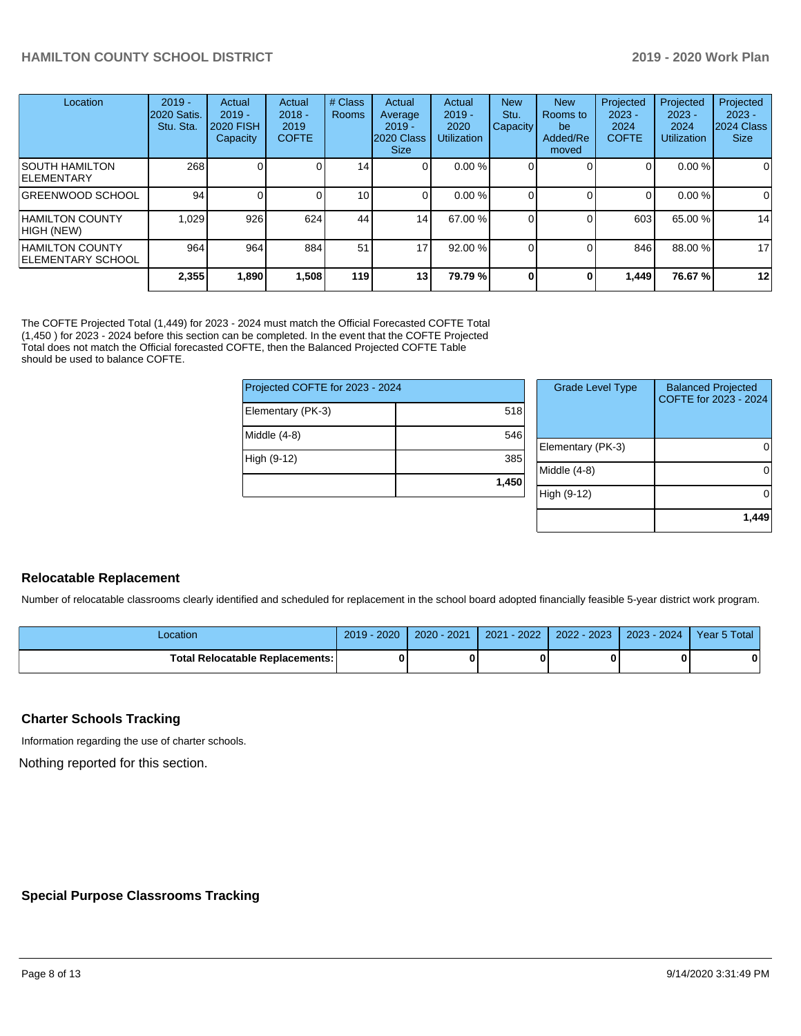| Location | 2019 - 2020 Satis. Stu. Sta. | Actual 2019 - 2020 FISH Capacity | Actual 2018 - 2019 COFTE | # Class Rooms | Actual Average 2019 - 2020 Class Size | Actual 2019 - 2020 Utilization | New Stu. Capacity | New Rooms to be Added/Removed | Projected 2023 - 2024 COFTE | Projected 2023 - 2024 Utilization | Projected 2023 - 2024 Class Size |
|---|---|---|---|---|---|---|---|---|---|---|---|
| SOUTH HAMILTON ELEMENTARY | 268 | 0 | 0 | 14 | 0 | 0.00 % | 0 | 0 | 0 | 0.00 % | 0 |
| GREENWOOD SCHOOL | 94 | 0 | 0 | 10 | 0 | 0.00 % | 0 | 0 | 0 | 0.00 % | 0 |
| HAMILTON COUNTY HIGH (NEW) | 1,029 | 926 | 624 | 44 | 14 | 67.00 % | 0 | 0 | 603 | 65.00 % | 14 |
| HAMILTON COUNTY ELEMENTARY SCHOOL | 964 | 964 | 884 | 51 | 17 | 92.00 % | 0 | 0 | 846 | 88.00 % | 17 |
| | **2,355** | **1,890** | **1,508** | **119** | **13** | **79.79 %** | **0** | **0** | **1,449** | **76.67 %** | **12** |

The COFTE Projected Total (1,449) for 2023 - 2024 must match the Official Forecasted COFTE Total (1,450 ) for 2023 - 2024 before this section can be completed. In the event that the COFTE Projected Total does not match the Official forecasted COFTE, then the Balanced Projected COFTE Table should be used to balance COFTE.

| Projected COFTE for 2023 - 2024 | |
|---|---|
| Elementary (PK-3) | 518 |
| Middle (4-8) | 546 |
| High (9-12) | 385 |
| | **1,450** |

| Grade Level Type | Balanced Projected COFTE for 2023 - 2024 |
|---|---|
| Elementary (PK-3) | 0 |
| Middle (4-8) | 0 |
| High (9-12) | 0 |
| | **1,449** |

## Relocatable Replacement

Number of relocatable classrooms clearly identified and scheduled for replacement in the school board adopted financially feasible 5-year district work program.

| Location | 2019 - 2020 | 2020 - 2021 | 2021 - 2022 | 2022 - 2023 | 2023 - 2024 | Year 5 Total |
|---|---|---|---|---|---|---|
| **Total Relocatable Replacements:** | **0** | **0** | **0** | **0** | **0** | **0** |

## Charter Schools Tracking

Information regarding the use of charter schools.

Nothing reported for this section.

## Special Purpose Classrooms Tracking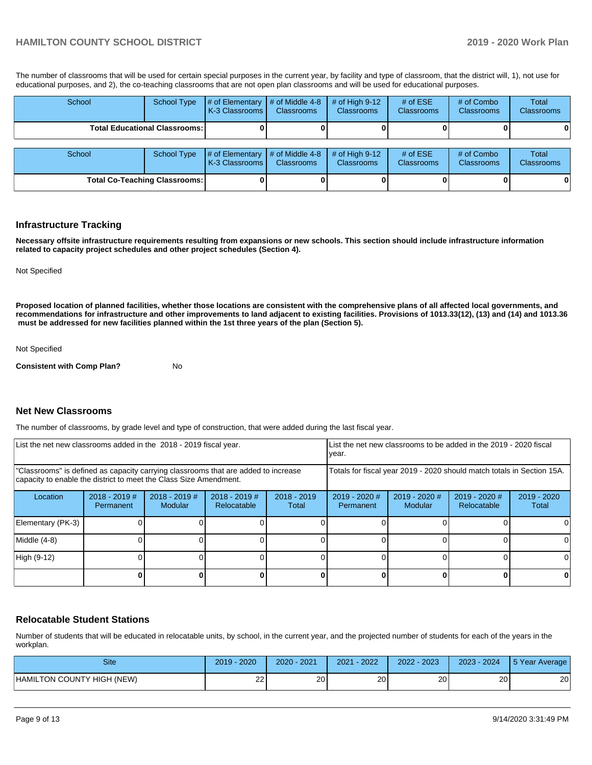The number of classrooms that will be used for certain special purposes in the current year, by facility and type of classroom, that the district will, 1), not use for educational purposes, and 2), the co-teaching classrooms that are not open plan classrooms and will be used for educational purposes.

| School | School Type | # of Elementary K-3 Classrooms | # of Middle 4-8 Classrooms | # of High 9-12 Classrooms | # of ESE Classrooms | # of Combo Classrooms | Total Classrooms |
|---|---|---|---|---|---|---|---|
| **Total Educational Classrooms:** | | **0** | **0** | **0** | **0** | **0** | **0** |

| School | School Type | # of Elementary K-3 Classrooms | # of Middle 4-8 Classrooms | # of High 9-12 Classrooms | # of ESE Classrooms | # of Combo Classrooms | Total Classrooms |
|---|---|---|---|---|---|---|---|
| **Total Co-Teaching Classrooms:** | | **0** | **0** | **0** | **0** | **0** | **0** |

## Infrastructure Tracking

**Necessary offsite infrastructure requirements resulting from expansions or new schools. This section should include infrastructure information related to capacity project schedules and other project schedules (Section 4).**

Not Specified

**Proposed location of planned facilities, whether those locations are consistent with the comprehensive plans of all affected local governments, and recommendations for infrastructure and other improvements to land adjacent to existing facilities. Provisions of 1013.33(12), (13) and (14) and 1013.36 must be addressed for new facilities planned within the 1st three years of the plan (Section 5).**

Not Specified

**Consistent with Comp Plan?** No

## Net New Classrooms

The number of classrooms, by grade level and type of construction, that were added during the last fiscal year.

| List the net new classrooms added in the 2018 - 2019 fiscal year. | | | | | List the net new classrooms to be added in the 2019 - 2020 fiscal year. | | | |
|---|---|---|---|---|---|---|---|---|
| "Classrooms" is defined as capacity carrying classrooms that are added to increase capacity to enable the district to meet the Class Size Amendment. | | | | | Totals for fiscal year 2019 - 2020 should match totals in Section 15A. | | | |
| Location | 2018 - 2019 # Permanent | 2018 - 2019 # Modular | 2018 - 2019 # Relocatable | 2018 - 2019 Total | 2019 - 2020 # Permanent | 2019 - 2020 # Modular | 2019 - 2020 # Relocatable | 2019 - 2020 Total |
| Elementary (PK-3) | 0 | 0 | 0 | 0 | 0 | 0 | 0 | 0 |
| Middle (4-8) | 0 | 0 | 0 | 0 | 0 | 0 | 0 | 0 |
| High (9-12) | 0 | 0 | 0 | 0 | 0 | 0 | 0 | 0 |
| | **0** | **0** | **0** | **0** | **0** | **0** | **0** | **0** |

## Relocatable Student Stations

Number of students that will be educated in relocatable units, by school, in the current year, and the projected number of students for each of the years in the workplan.

| Site | 2019 - 2020 | 2020 - 2021 | 2021 - 2022 | 2022 - 2023 | 2023 - 2024 | 5 Year Average |
|---|---|---|---|---|---|---|
| HAMILTON COUNTY HIGH (NEW) | 22 | 20 | 20 | 20 | 20 | 20 |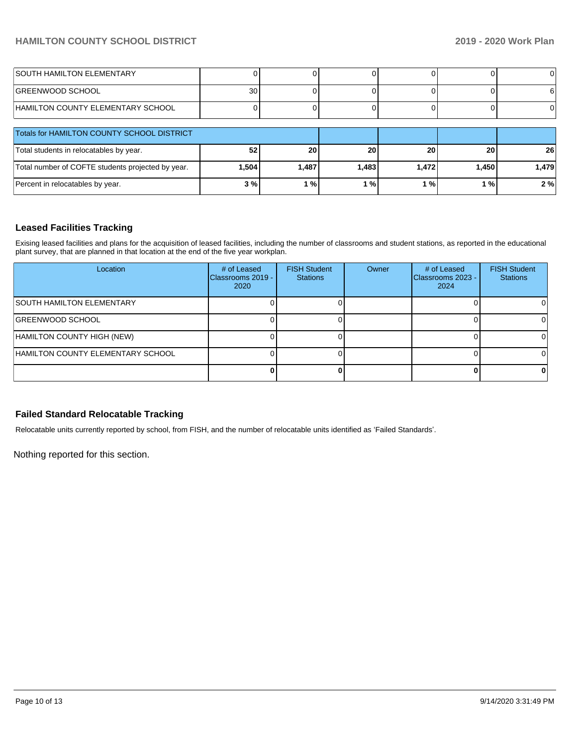| | | | | | | |
|---|---|---|---|---|---|---|
| SOUTH HAMILTON ELEMENTARY | 0 | 0 | 0 | 0 | 0 | 0 |
| GREENWOOD SCHOOL | 30 | 0 | 0 | 0 | 0 | 6 |
| HAMILTON COUNTY ELEMENTARY SCHOOL | 0 | 0 | 0 | 0 | 0 | 0 |

| Totals for HAMILTON COUNTY SCHOOL DISTRICT | | | | | | |
|---|---|---|---|---|---|---|
| Total students in relocatables by year. | **52** | **20** | **20** | **20** | **20** | **26** |
| Total number of COFTE students projected by year. | **1,504** | **1,487** | **1,483** | **1,472** | **1,450** | **1,479** |
| Percent in relocatables by year. | **3 %** | **1 %** | **1 %** | **1 %** | **1 %** | **2 %** |

### Leased Facilities Tracking

Exising leased facilities and plans for the acquisition of leased facilities, including the number of classrooms and student stations, as reported in the educational plant survey, that are planned in that location at the end of the five year workplan.

| Location | # of Leased Classrooms 2019 - 2020 | FISH Student Stations | Owner | # of Leased Classrooms 2023 - 2024 | FISH Student Stations |
|---|---|---|---|---|---|
| SOUTH HAMILTON ELEMENTARY | 0 | 0 | | 0 | 0 |
| GREENWOOD SCHOOL | 0 | 0 | | 0 | 0 |
| HAMILTON COUNTY HIGH (NEW) | 0 | 0 | | 0 | 0 |
| HAMILTON COUNTY ELEMENTARY SCHOOL | 0 | 0 | | 0 | 0 |
| | **0** | **0** | | **0** | **0** |

### Failed Standard Relocatable Tracking

Relocatable units currently reported by school, from FISH, and the number of relocatable units identified as 'Failed Standards'.

Nothing reported for this section.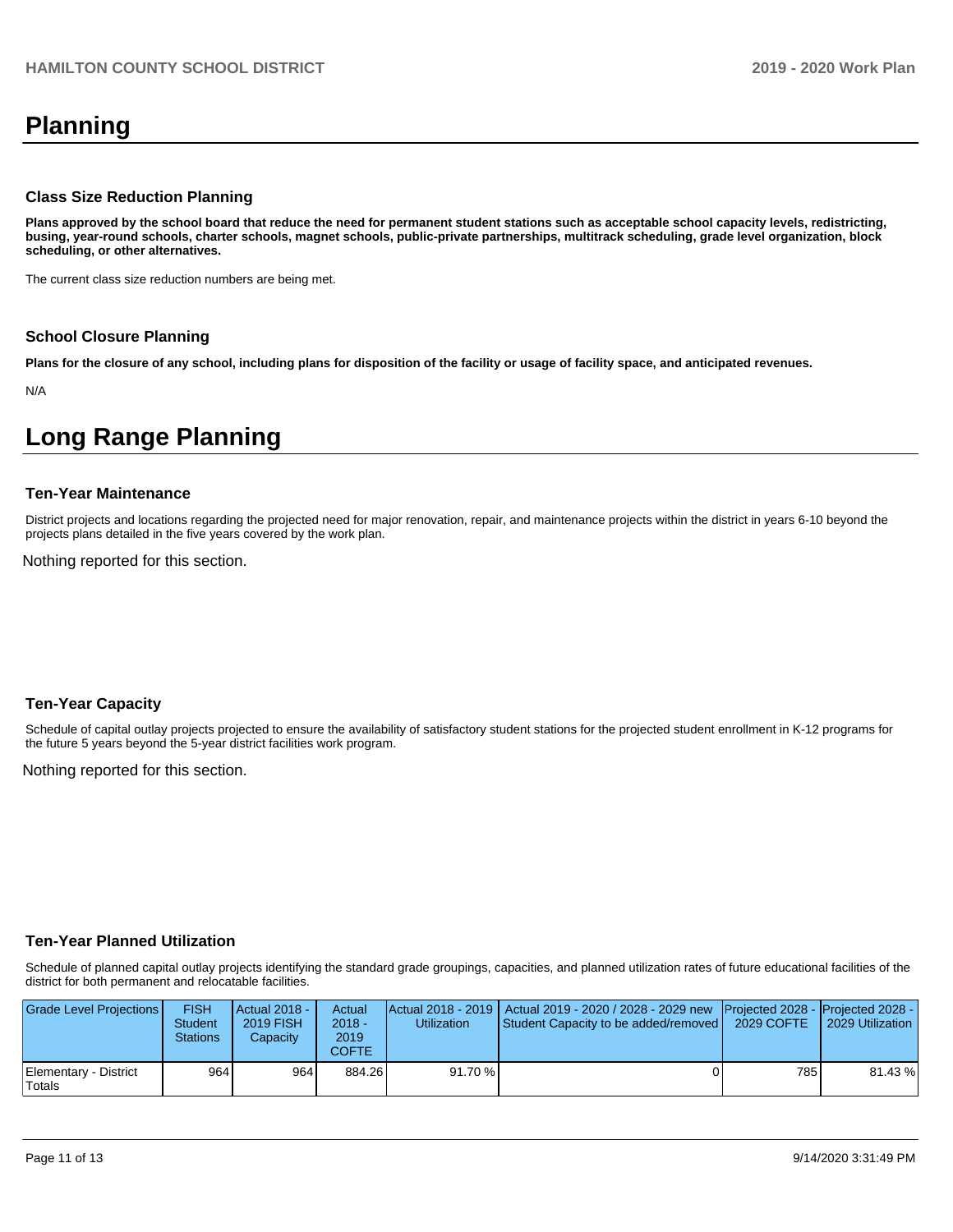# Planning

### Class Size Reduction Planning

**Plans approved by the school board that reduce the need for permanent student stations such as acceptable school capacity levels, redistricting, busing, year-round schools, charter schools, magnet schools, public-private partnerships, multitrack scheduling, grade level organization, block scheduling, or other alternatives.**

The current class size reduction numbers are being met.

### School Closure Planning

**Plans for the closure of any school, including plans for disposition of the facility or usage of facility space, and anticipated revenues.**

N/A

# Long Range Planning

### Ten-Year Maintenance

District projects and locations regarding the projected need for major renovation, repair, and maintenance projects within the district in years 6-10 beyond the projects plans detailed in the five years covered by the work plan.

Nothing reported for this section.

### Ten-Year Capacity

Schedule of capital outlay projects projected to ensure the availability of satisfactory student stations for the projected student enrollment in K-12 programs for the future 5 years beyond the 5-year district facilities work program.

Nothing reported for this section.

### Ten-Year Planned Utilization

Schedule of planned capital outlay projects identifying the standard grade groupings, capacities, and planned utilization rates of future educational facilities of the district for both permanent and relocatable facilities.

| Grade Level Projections | FISH Student Stations | Actual 2018 - 2019 FISH Capacity | Actual 2018 - 2019 COFTE | Actual 2018 - 2019 Utilization | Actual 2019 - 2020 / 2028 - 2029 new Student Capacity to be added/removed | Projected 2028 - 2029 COFTE | Projected 2028 - 2029 Utilization |
|---|---|---|---|---|---|---|---|
| Elementary - District Totals | 964 | 964 | 884.26 | 91.70 % | 0 | 785 | 81.43 % |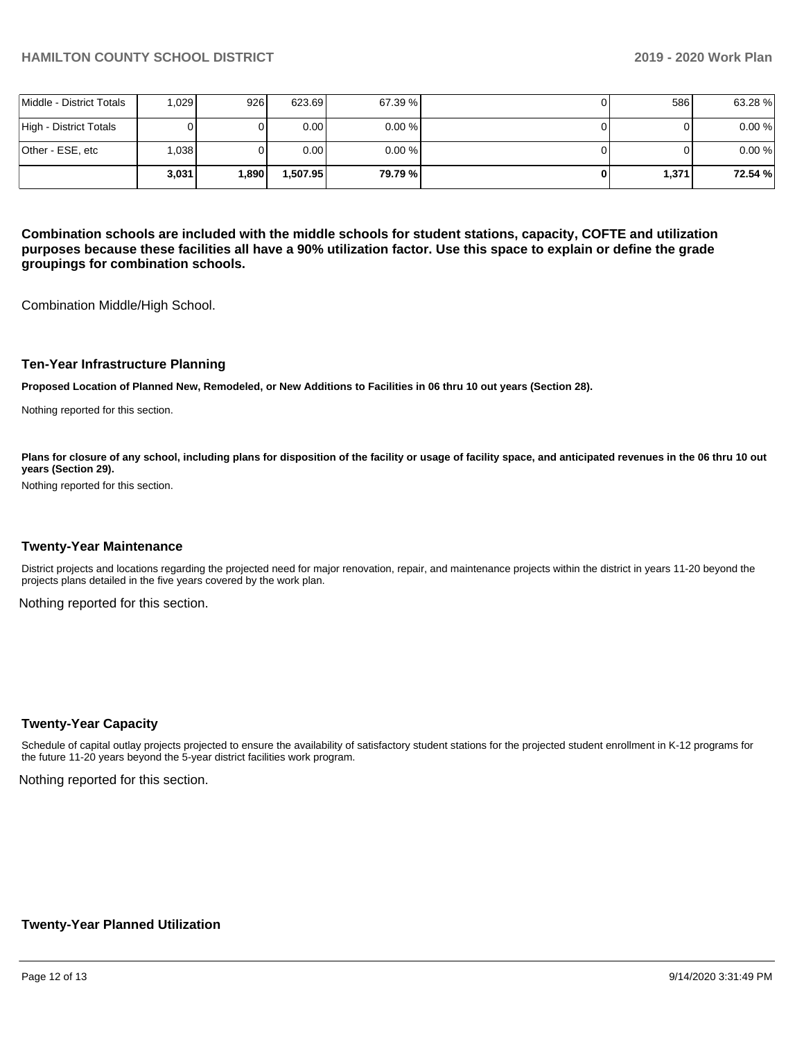| | | | | | | | |
|---|---|---|---|---|---|---|---|
| Middle - District Totals | 1,029 | 926 | 623.69 | 67.39 % | 0 | 586 | 63.28 % |
| High - District Totals | 0 | 0 | 0.00 | 0.00 % | 0 | 0 | 0.00 % |
| Other - ESE, etc | 1,038 | 0 | 0.00 | 0.00 % | 0 | 0 | 0.00 % |
| | **3,031** | **1,890** | **1,507.95** | **79.79 %** | **0** | **1,371** | **72.54 %** |

**Combination schools are included with the middle schools for student stations, capacity, COFTE and utilization purposes because these facilities all have a 90% utilization factor. Use this space to explain or define the grade groupings for combination schools.**

Combination Middle/High School.

### Ten-Year Infrastructure Planning

**Proposed Location of Planned New, Remodeled, or New Additions to Facilities in 06 thru 10 out years (Section 28).**

Nothing reported for this section.

**Plans for closure of any school, including plans for disposition of the facility or usage of facility space, and anticipated revenues in the 06 thru 10 out years (Section 29).**

Nothing reported for this section.

### Twenty-Year Maintenance

District projects and locations regarding the projected need for major renovation, repair, and maintenance projects within the district in years 11-20 beyond the projects plans detailed in the five years covered by the work plan.

Nothing reported for this section.

### Twenty-Year Capacity

Schedule of capital outlay projects projected to ensure the availability of satisfactory student stations for the projected student enrollment in K-12 programs for the future 11-20 years beyond the 5-year district facilities work program.

Nothing reported for this section.

### Twenty-Year Planned Utilization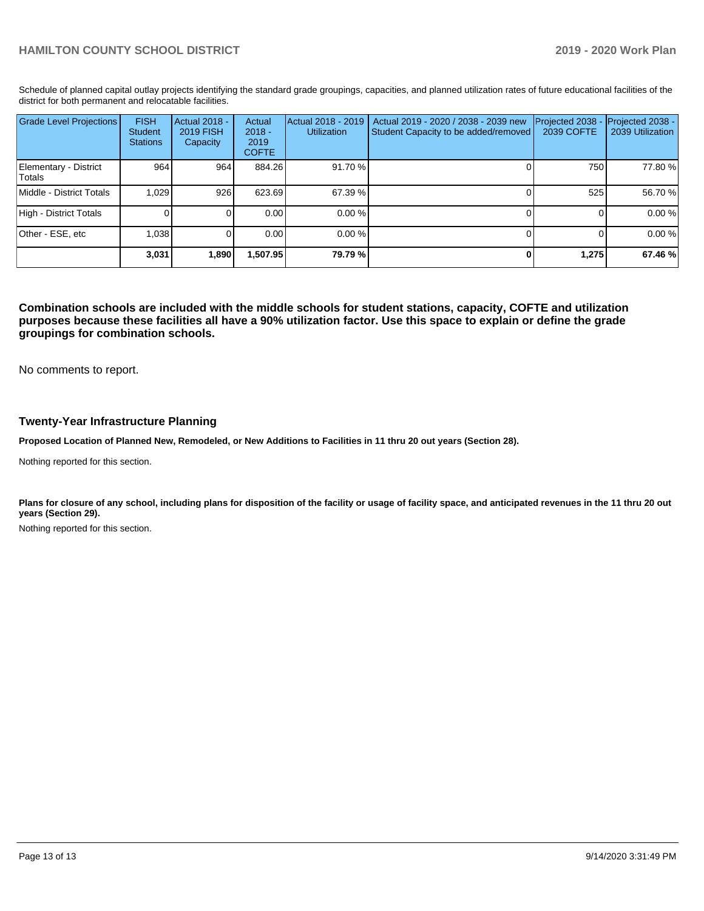Schedule of planned capital outlay projects identifying the standard grade groupings, capacities, and planned utilization rates of future educational facilities of the district for both permanent and relocatable facilities.

| Grade Level Projections | FISH Student Stations | Actual 2018 - 2019 FISH Capacity | Actual 2018 - 2019 COFTE | Actual 2018 - 2019 Utilization | Actual 2019 - 2020 / 2038 - 2039 new Student Capacity to be added/removed | Projected 2038 - 2039 COFTE | Projected 2038 - 2039 Utilization |
|---|---|---|---|---|---|---|---|
| Elementary - District Totals | 964 | 964 | 884.26 | 91.70 % | 0 | 750 | 77.80 % |
| Middle - District Totals | 1,029 | 926 | 623.69 | 67.39 % | 0 | 525 | 56.70 % |
| High - District Totals | 0 | 0 | 0.00 | 0.00 % | 0 | 0 | 0.00 % |
| Other - ESE, etc | 1,038 | 0 | 0.00 | 0.00 % | 0 | 0 | 0.00 % |
| | **3,031** | **1,890** | **1,507.95** | **79.79 %** | **0** | **1,275** | **67.46 %** |

**Combination schools are included with the middle schools for student stations, capacity, COFTE and utilization purposes because these facilities all have a 90% utilization factor. Use this space to explain or define the grade groupings for combination schools.**

No comments to report.

## Twenty-Year Infrastructure Planning

**Proposed Location of Planned New, Remodeled, or New Additions to Facilities in 11 thru 20 out years (Section 28).**

Nothing reported for this section.

**Plans for closure of any school, including plans for disposition of the facility or usage of facility space, and anticipated revenues in the 11 thru 20 out years (Section 29).**

Nothing reported for this section.